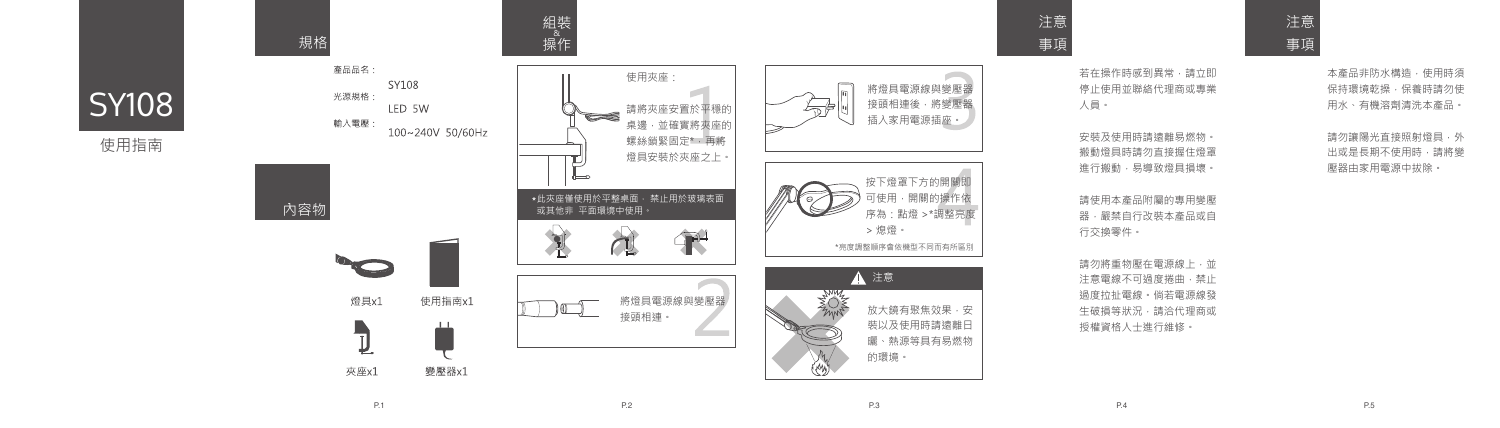# SY108

使用指南

## 規格

產品品名：SY108

光源規格：LED 5W

輸入電壓：100~240V 50/60Hz

## 內容物

燈具x1

使用指南x1

夾座x1

變壓器x1

## 組裝&操作

**1** 使用夾座：

請將夾座安置於平穩的桌邊，並確實將夾座的螺絲鎖緊固定，再將燈具安裝於夾座之上。

•此夾座僅使用於平整桌面，禁止用於玻璃表面或其他非 平面環境中使用。

**2** 將燈具電源線與變壓器接頭相連。

**3** 將燈具電源線與變壓器接頭相連後，將變壓器插入家用電源插座。

**4** 按下燈罩下方的開關即可使用，開關的操作依序為：點燈 >*調整亮度 > 熄燈。

*亮度調整順序會依機型不同而有所區別

**注意**

放大鏡有聚焦效果，安裝以及使用時請遠離日曬、熱源等具有易燃物的環境。

## 注意事項

若在操作時感到異常，請立即停止使用並聯絡代理商或專業人員。

安裝及使用時請遠離易燃物。搬動燈具時請勿直接握住燈罩進行搬動，易導致燈具損壞。

請使用本產品附屬的專用變壓器，嚴禁自行改裝本產品或自行交換零件。

請勿將重物壓在電源線上，並注意電線不可過度捲曲，禁止過度拉扯電線。倘若電源線發生破損等狀況，請洽代理商或授權資格人士進行維修。

## 注意事項

本產品非防水構造，使用時須保持環境乾燥，保養時請勿使用水、有機溶劑清洗本產品。

請勿讓陽光直接照射燈具，外出或是長期不使用時，請將變壓器由家用電源中拔除。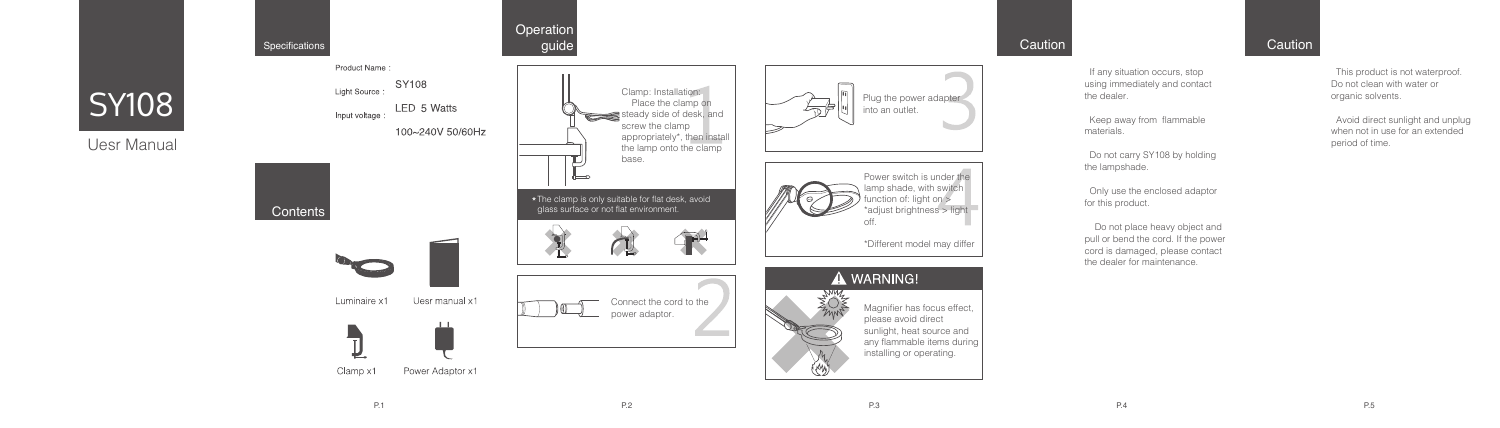# SY108

Uesr Manual

## Specifications

Product Name：SY108

Light Source：LED 5 Watts

Input voltage：100~240V 50/60Hz

## Contents

Luminaire x1

Uesr manual x1

Clamp x1

Power Adaptor x1

## Operation guide

**1** Clamp: Installation:
Place the clamp on steady side of desk, and screw the clamp appropriately*, then install the lamp onto the clamp base.

*The clamp is only suitable for flat desk, avoid glass surface or not flat environment.

**2** Connect the cord to the power adaptor.

**3** Plug the power adapter into an outlet.

**4** Power switch is under the lamp shade, with switch function of: light on > *adjust brightness > light off.

*Different model may differ

### ⚠ WARNING!

Magnifier has focus effect, please avoid direct sunlight, heat source and any flammable items during installing or operating.

## Caution

If any situation occurs, stop using immediately and contact the dealer.

Keep away from flammable materials.

Do not carry SY108 by holding the lampshade.

Only use the enclosed adaptor for this product.

Do not place heavy object and pull or bend the cord. If the power cord is damaged, please contact the dealer for maintenance.

## Caution

This product is not waterproof. Do not clean with water or organic solvents.

Avoid direct sunlight and unplug when not in use for an extended period of time.